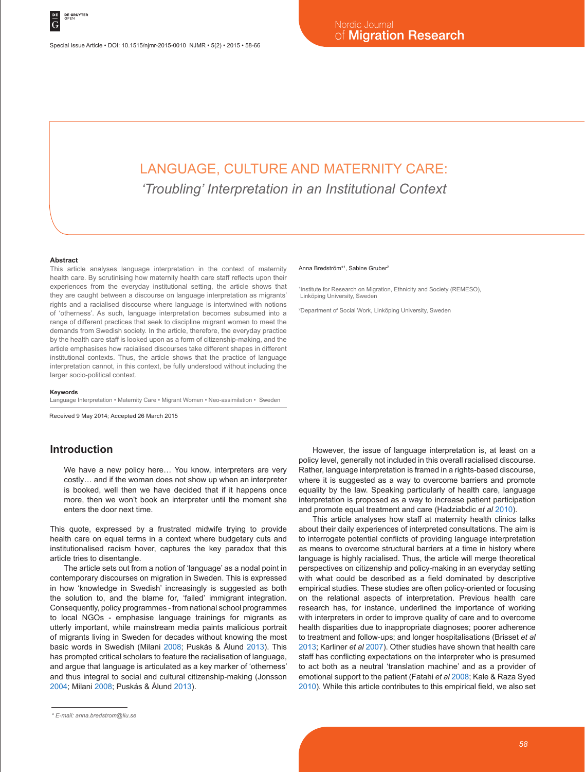# LANGUAGE, CULTURE AND MATERNITY CARE:

## *'Troubling' Interpretation in an Institutional Context*

Anna Bredström*[1], Sabine Gruber[2]

[1]Institute for Research on Migration, Ethnicity and Society (REMESO), Linköping University, Sweden

[2]Department of Social Work, Linköping University, Sweden

### Abstract

This article analyses language interpretation in the context of maternity health care. By scrutinising how maternity health care staff reflects upon their experiences from the everyday institutional setting, the article shows that they are caught between a discourse on language interpretation as migrants' rights and a racialised discourse where language is intertwined with notions of 'otherness'. As such, language interpretation becomes subsumed into a range of different practices that seek to discipline migrant women to meet the demands from Swedish society. In the article, therefore, the everyday practice by the health care staff is looked upon as a form of citizenship-making, and the article emphasises how racialised discourses take different shapes in different institutional contexts. Thus, the article shows that the practice of language interpretation cannot, in this context, be fully understood without including the larger socio-political context.

### Keywords

Language Interpretation • Maternity Care • Migrant Women • Neo-assimilation • Sweden

Received 9 May 2014; Accepted 26 March 2015

## Introduction

> We have a new policy here… You know, interpreters are very costly… and if the woman does not show up when an interpreter is booked, well then we have decided that if it happens once more, then we won't book an interpreter until the moment she enters the door next time.

This quote, expressed by a frustrated midwife trying to provide health care on equal terms in a context where budgetary cuts and institutionalised racism hover, captures the key paradox that this article tries to disentangle.

The article sets out from a notion of 'language' as a nodal point in contemporary discourses on migration in Sweden. This is expressed in how 'knowledge in Swedish' increasingly is suggested as both the solution to, and the blame for, 'failed' immigrant integration. Consequently, policy programmes - from national school programmes to local NGOs - emphasise language trainings for migrants as utterly important, while mainstream media paints malicious portrait of migrants living in Sweden for decades without knowing the most basic words in Swedish (Milani 2008; Puskás & Ålund 2013). This has prompted critical scholars to feature the racialisation of language, and argue that language is articulated as a key marker of 'otherness' and thus integral to social and cultural citizenship-making (Jonsson 2004; Milani 2008; Puskás & Ålund 2013).

However, the issue of language interpretation is, at least on a policy level, generally not included in this overall racialised discourse. Rather, language interpretation is framed in a rights-based discourse, where it is suggested as a way to overcome barriers and promote equality by the law. Speaking particularly of health care, language interpretation is proposed as a way to increase patient participation and promote equal treatment and care (Hadziabdic *et al* 2010).

This article analyses how staff at maternity health clinics talks about their daily experiences of interpreted consultations. The aim is to interrogate potential conflicts of providing language interpretation as means to overcome structural barriers at a time in history where language is highly racialised. Thus, the article will merge theoretical perspectives on citizenship and policy-making in an everyday setting with what could be described as a field dominated by descriptive empirical studies. These studies are often policy-oriented or focusing on the relational aspects of interpretation. Previous health care research has, for instance, underlined the importance of working with interpreters in order to improve quality of care and to overcome health disparities due to inappropriate diagnoses; poorer adherence to treatment and follow-ups; and longer hospitalisations (Brisset *et al* 2013; Karliner *et al* 2007). Other studies have shown that health care staff has conflicting expectations on the interpreter who is presumed to act both as a neutral 'translation machine' and as a provider of emotional support to the patient (Fatahi *et al* 2008; Kale & Raza Syed 2010). While this article contributes to this empirical field, we also set

\* E-mail: anna.bredstrom@liu.se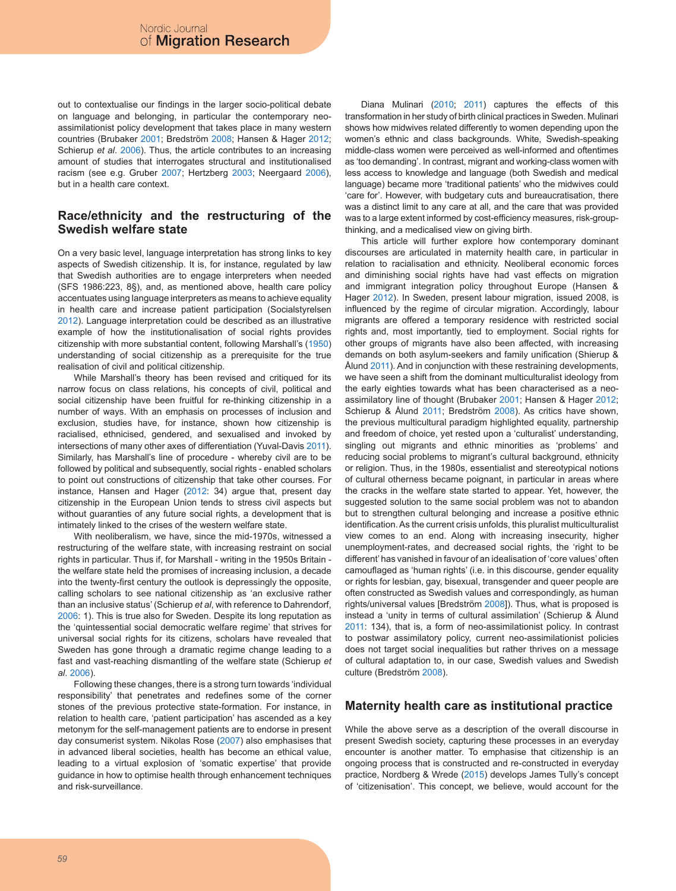out to contextualise our findings in the larger socio-political debate on language and belonging, in particular the contemporary neo-assimilationist policy development that takes place in many western countries (Brubaker 2001; Bredström 2008; Hansen & Hager 2012; Schierup *et al*. 2006). Thus, the article contributes to an increasing amount of studies that interrogates structural and institutionalised racism (see e.g. Gruber 2007; Hertzberg 2003; Neergaard 2006), but in a health care context.

## Race/ethnicity and the restructuring of the Swedish welfare state

On a very basic level, language interpretation has strong links to key aspects of Swedish citizenship. It is, for instance, regulated by law that Swedish authorities are to engage interpreters when needed (SFS 1986:223, 8§), and, as mentioned above, health care policy accentuates using language interpreters as means to achieve equality in health care and increase patient participation (Socialstyrelsen 2012). Language interpretation could be described as an illustrative example of how the institutionalisation of social rights provides citizenship with more substantial content, following Marshall's (1950) understanding of social citizenship as a prerequisite for the true realisation of civil and political citizenship.

While Marshall's theory has been revised and critiqued for its narrow focus on class relations, his concepts of civil, political and social citizenship have been fruitful for re-thinking citizenship in a number of ways. With an emphasis on processes of inclusion and exclusion, studies have, for instance, shown how citizenship is racialised, ethnicised, gendered, and sexualised and invoked by intersections of many other axes of differentiation (Yuval-Davis 2011). Similarly, has Marshall's line of procedure - whereby civil are to be followed by political and subsequently, social rights - enabled scholars to point out constructions of citizenship that take other courses. For instance, Hansen and Hager (2012: 34) argue that, present day citizenship in the European Union tends to stress civil aspects but without guaranties of any future social rights, a development that is intimately linked to the crises of the western welfare state.

With neoliberalism, we have, since the mid-1970s, witnessed a restructuring of the welfare state, with increasing restraint on social rights in particular. Thus if, for Marshall - writing in the 1950s Britain - the welfare state held the promises of increasing inclusion, a decade into the twenty-first century the outlook is depressingly the opposite, calling scholars to see national citizenship as 'an exclusive rather than an inclusive status' (Schierup *et al*, with reference to Dahrendorf, 2006: 1). This is true also for Sweden. Despite its long reputation as the 'quintessential social democratic welfare regime' that strives for universal social rights for its citizens, scholars have revealed that Sweden has gone through a dramatic regime change leading to a fast and vast-reaching dismantling of the welfare state (Schierup *et al*. 2006).

Following these changes, there is a strong turn towards 'individual responsibility' that penetrates and redefines some of the corner stones of the previous protective state-formation. For instance, in relation to health care, 'patient participation' has ascended as a key metonym for the self-management patients are to endorse in present day consumerist system. Nikolas Rose (2007) also emphasises that in advanced liberal societies, health has become an ethical value, leading to a virtual explosion of 'somatic expertise' that provide guidance in how to optimise health through enhancement techniques and risk-surveillance.

Diana Mulinari (2010; 2011) captures the effects of this transformation in her study of birth clinical practices in Sweden. Mulinari shows how midwives related differently to women depending upon the women's ethnic and class backgrounds. White, Swedish-speaking middle-class women were perceived as well-informed and oftentimes as 'too demanding'. In contrast, migrant and working-class women with less access to knowledge and language (both Swedish and medical language) became more 'traditional patients' who the midwives could 'care for'. However, with budgetary cuts and bureaucratisation, there was a distinct limit to any care at all, and the care that was provided was to a large extent informed by cost-efficiency measures, risk-group-thinking, and a medicalised view on giving birth.

This article will further explore how contemporary dominant discourses are articulated in maternity health care, in particular in relation to racialisation and ethnicity. Neoliberal economic forces and diminishing social rights have had vast effects on migration and immigrant integration policy throughout Europe (Hansen & Hager 2012). In Sweden, present labour migration, issued 2008, is influenced by the regime of circular migration. Accordingly, labour migrants are offered a temporary residence with restricted social rights and, most importantly, tied to employment. Social rights for other groups of migrants have also been affected, with increasing demands on both asylum-seekers and family unification (Shierup & Ålund 2011). And in conjunction with these restraining developments, we have seen a shift from the dominant multiculturalist ideology from the early eighties towards what has been characterised as a neo-assimilatory line of thought (Brubaker 2001; Hansen & Hager 2012; Schierup & Ålund 2011; Bredström 2008). As critics have shown, the previous multicultural paradigm highlighted equality, partnership and freedom of choice, yet rested upon a 'culturalist' understanding, singling out migrants and ethnic minorities as 'problems' and reducing social problems to migrant's cultural background, ethnicity or religion. Thus, in the 1980s, essentialist and stereotypical notions of cultural otherness became poignant, in particular in areas where the cracks in the welfare state started to appear. Yet, however, the suggested solution to the same social problem was not to abandon but to strengthen cultural belonging and increase a positive ethnic identification. As the current crisis unfolds, this pluralist multiculturalist view comes to an end. Along with increasing insecurity, higher unemployment-rates, and decreased social rights, the 'right to be different' has vanished in favour of an idealisation of 'core values' often camouflaged as 'human rights' (i.e. in this discourse, gender equality or rights for lesbian, gay, bisexual, transgender and queer people are often constructed as Swedish values and correspondingly, as human rights/universal values [Bredström 2008]). Thus, what is proposed is instead a 'unity in terms of cultural assimilation' (Schierup & Ålund 2011: 134), that is, a form of neo-assimilationist policy. In contrast to postwar assimilatory policy, current neo-assimilationist policies does not target social inequalities but rather thrives on a message of cultural adaptation to, in our case, Swedish values and Swedish culture (Bredström 2008).

## Maternity health care as institutional practice

While the above serve as a description of the overall discourse in present Swedish society, capturing these processes in an everyday encounter is another matter. To emphasise that citizenship is an ongoing process that is constructed and re-constructed in everyday practice, Nordberg & Wrede (2015) develops James Tully's concept of 'citizenisation'. This concept, we believe, would account for the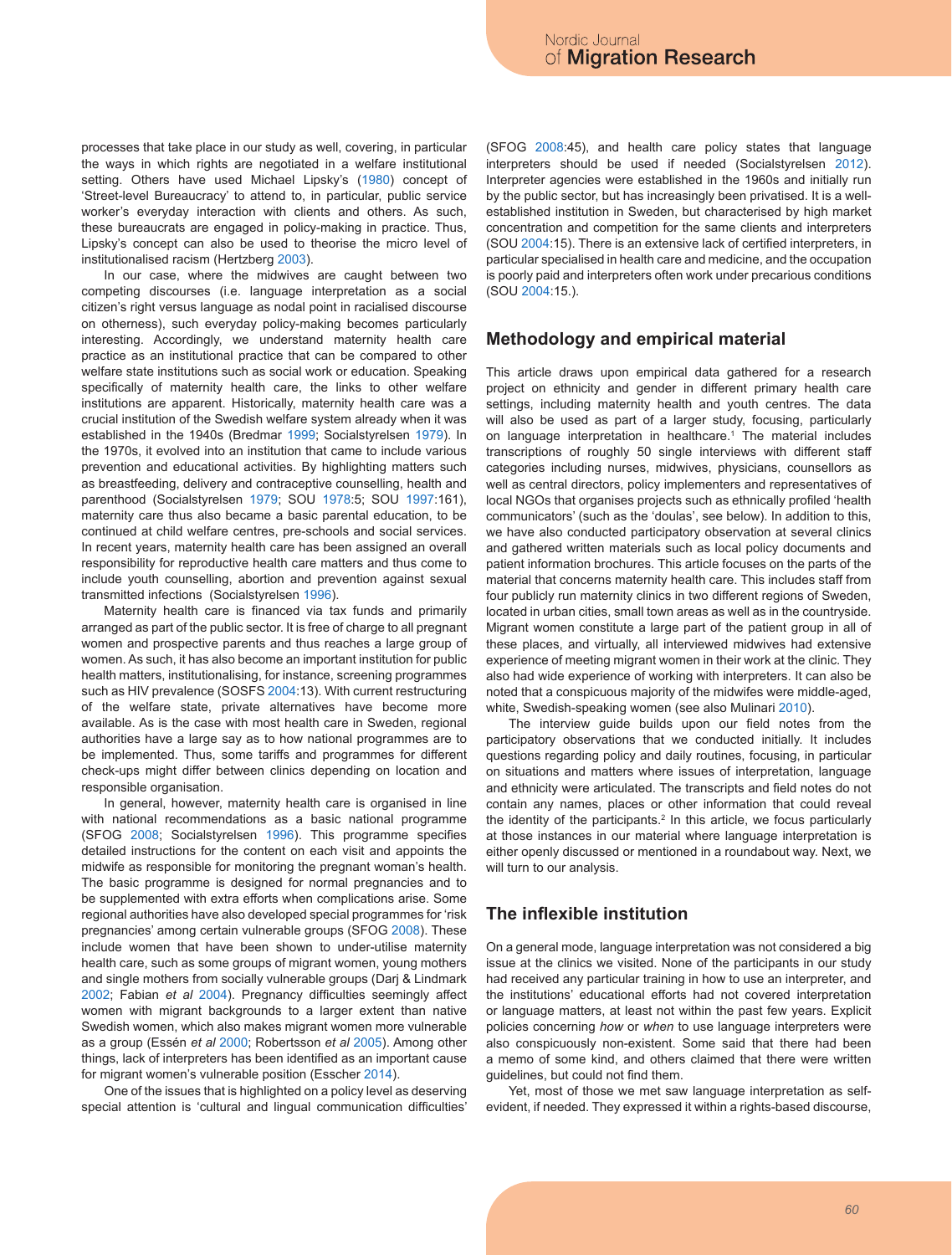processes that take place in our study as well, covering, in particular the ways in which rights are negotiated in a welfare institutional setting. Others have used Michael Lipsky's (1980) concept of 'Street-level Bureaucracy' to attend to, in particular, public service worker's everyday interaction with clients and others. As such, these bureaucrats are engaged in policy-making in practice. Thus, Lipsky's concept can also be used to theorise the micro level of institutionalised racism (Hertzberg 2003).

In our case, where the midwives are caught between two competing discourses (i.e. language interpretation as a social citizen's right versus language as nodal point in racialised discourse on otherness), such everyday policy-making becomes particularly interesting. Accordingly, we understand maternity health care practice as an institutional practice that can be compared to other welfare state institutions such as social work or education. Speaking specifically of maternity health care, the links to other welfare institutions are apparent. Historically, maternity health care was a crucial institution of the Swedish welfare system already when it was established in the 1940s (Bredmar 1999; Socialstyrelsen 1979). In the 1970s, it evolved into an institution that came to include various prevention and educational activities. By highlighting matters such as breastfeeding, delivery and contraceptive counselling, health and parenthood (Socialstyrelsen 1979; SOU 1978:5; SOU 1997:161), maternity care thus also became a basic parental education, to be continued at child welfare centres, pre-schools and social services. In recent years, maternity health care has been assigned an overall responsibility for reproductive health care matters and thus come to include youth counselling, abortion and prevention against sexual transmitted infections (Socialstyrelsen 1996).

Maternity health care is financed via tax funds and primarily arranged as part of the public sector. It is free of charge to all pregnant women and prospective parents and thus reaches a large group of women. As such, it has also become an important institution for public health matters, institutionalising, for instance, screening programmes such as HIV prevalence (SOSFS 2004:13). With current restructuring of the welfare state, private alternatives have become more available. As is the case with most health care in Sweden, regional authorities have a large say as to how national programmes are to be implemented. Thus, some tariffs and programmes for different check-ups might differ between clinics depending on location and responsible organisation.

In general, however, maternity health care is organised in line with national recommendations as a basic national programme (SFOG 2008; Socialstyrelsen 1996). This programme specifies detailed instructions for the content on each visit and appoints the midwife as responsible for monitoring the pregnant woman's health. The basic programme is designed for normal pregnancies and to be supplemented with extra efforts when complications arise. Some regional authorities have also developed special programmes for 'risk pregnancies' among certain vulnerable groups (SFOG 2008). These include women that have been shown to under-utilise maternity health care, such as some groups of migrant women, young mothers and single mothers from socially vulnerable groups (Darj & Lindmark 2002; Fabian *et al* 2004). Pregnancy difficulties seemingly affect women with migrant backgrounds to a larger extent than native Swedish women, which also makes migrant women more vulnerable as a group (Essén *et al* 2000; Robertsson *et al* 2005). Among other things, lack of interpreters has been identified as an important cause for migrant women's vulnerable position (Esscher 2014).

One of the issues that is highlighted on a policy level as deserving special attention is 'cultural and lingual communication difficulties' (SFOG 2008:45), and health care policy states that language interpreters should be used if needed (Socialstyrelsen 2012). Interpreter agencies were established in the 1960s and initially run by the public sector, but has increasingly been privatised. It is a well-established institution in Sweden, but characterised by high market concentration and competition for the same clients and interpreters (SOU 2004:15). There is an extensive lack of certified interpreters, in particular specialised in health care and medicine, and the occupation is poorly paid and interpreters often work under precarious conditions (SOU 2004:15.).

## Methodology and empirical material

This article draws upon empirical data gathered for a research project on ethnicity and gender in different primary health care settings, including maternity health and youth centres. The data will also be used as part of a larger study, focusing, particularly on language interpretation in healthcare.[1] The material includes transcriptions of roughly 50 single interviews with different staff categories including nurses, midwives, physicians, counsellors as well as central directors, policy implementers and representatives of local NGOs that organises projects such as ethnically profiled 'health communicators' (such as the 'doulas', see below). In addition to this, we have also conducted participatory observation at several clinics and gathered written materials such as local policy documents and patient information brochures. This article focuses on the parts of the material that concerns maternity health care. This includes staff from four publicly run maternity clinics in two different regions of Sweden, located in urban cities, small town areas as well as in the countryside. Migrant women constitute a large part of the patient group in all of these places, and virtually, all interviewed midwives had extensive experience of meeting migrant women in their work at the clinic. They also had wide experience of working with interpreters. It can also be noted that a conspicuous majority of the midwifes were middle-aged, white, Swedish-speaking women (see also Mulinari 2010).

The interview guide builds upon our field notes from the participatory observations that we conducted initially. It includes questions regarding policy and daily routines, focusing, in particular on situations and matters where issues of interpretation, language and ethnicity were articulated. The transcripts and field notes do not contain any names, places or other information that could reveal the identity of the participants.[2] In this article, we focus particularly at those instances in our material where language interpretation is either openly discussed or mentioned in a roundabout way. Next, we will turn to our analysis.

## The inflexible institution

On a general mode, language interpretation was not considered a big issue at the clinics we visited. None of the participants in our study had received any particular training in how to use an interpreter, and the institutions' educational efforts had not covered interpretation or language matters, at least not within the past few years. Explicit policies concerning *how* or *when* to use language interpreters were also conspicuously non-existent. Some said that there had been a memo of some kind, and others claimed that there were written guidelines, but could not find them.

Yet, most of those we met saw language interpretation as self-evident, if needed. They expressed it within a rights-based discourse,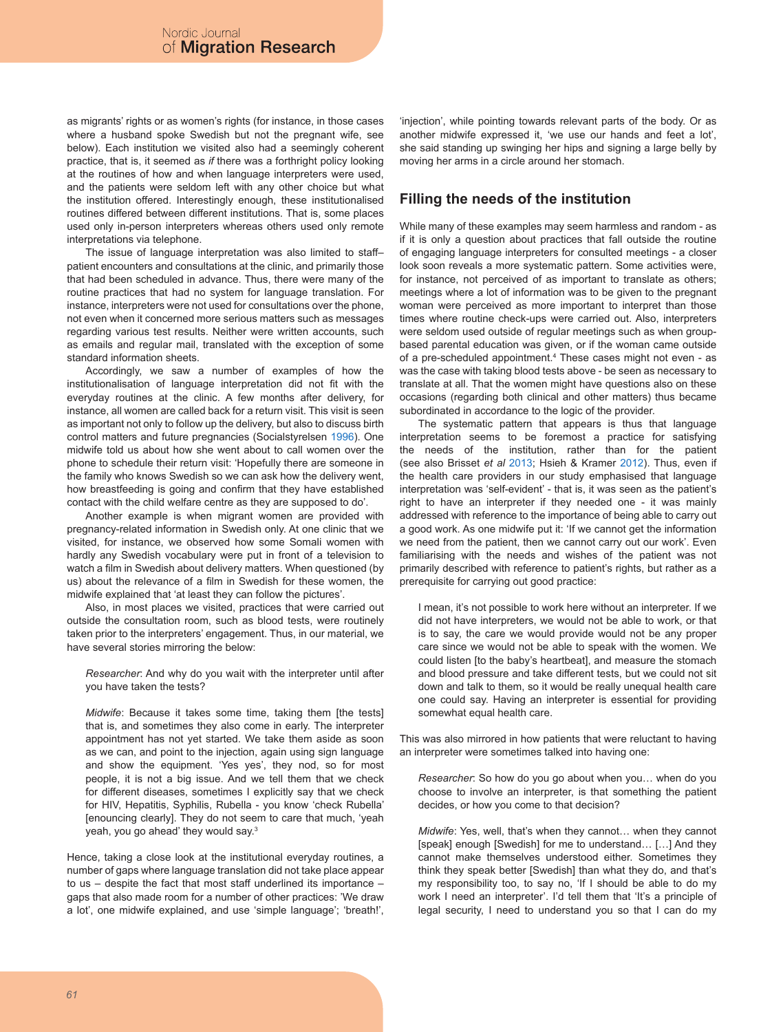as migrants' rights or as women's rights (for instance, in those cases where a husband spoke Swedish but not the pregnant wife, see below). Each institution we visited also had a seemingly coherent practice, that is, it seemed as *if* there was a forthright policy looking at the routines of how and when language interpreters were used, and the patients were seldom left with any other choice but what the institution offered. Interestingly enough, these institutionalised routines differed between different institutions. That is, some places used only in-person interpreters whereas others used only remote interpretations via telephone.

The issue of language interpretation was also limited to staff–patient encounters and consultations at the clinic, and primarily those that had been scheduled in advance. Thus, there were many of the routine practices that had no system for language translation. For instance, interpreters were not used for consultations over the phone, not even when it concerned more serious matters such as messages regarding various test results. Neither were written accounts, such as emails and regular mail, translated with the exception of some standard information sheets.

Accordingly, we saw a number of examples of how the institutionalisation of language interpretation did not fit with the everyday routines at the clinic. A few months after delivery, for instance, all women are called back for a return visit. This visit is seen as important not only to follow up the delivery, but also to discuss birth control matters and future pregnancies (Socialstyrelsen 1996). One midwife told us about how she went about to call women over the phone to schedule their return visit: 'Hopefully there are someone in the family who knows Swedish so we can ask how the delivery went, how breastfeeding is going and confirm that they have established contact with the child welfare centre as they are supposed to do'.

Another example is when migrant women are provided with pregnancy-related information in Swedish only. At one clinic that we visited, for instance, we observed how some Somali women with hardly any Swedish vocabulary were put in front of a television to watch a film in Swedish about delivery matters. When questioned (by us) about the relevance of a film in Swedish for these women, the midwife explained that 'at least they can follow the pictures'.

Also, in most places we visited, practices that were carried out outside the consultation room, such as blood tests, were routinely taken prior to the interpreters' engagement. Thus, in our material, we have several stories mirroring the below:

> *Researcher*: And why do you wait with the interpreter until after you have taken the tests?
>
> *Midwife*: Because it takes some time, taking them [the tests] that is, and sometimes they also come in early. The interpreter appointment has not yet started. We take them aside as soon as we can, and point to the injection, again using sign language and show the equipment. 'Yes yes', they nod, so for most people, it is not a big issue. And we tell them that we check for different diseases, sometimes I explicitly say that we check for HIV, Hepatitis, Syphilis, Rubella - you know 'check Rubella' [enouncing clearly]. They do not seem to care that much, 'yeah yeah, you go ahead' they would say.[3]

Hence, taking a close look at the institutional everyday routines, a number of gaps where language translation did not take place appear to us – despite the fact that most staff underlined its importance – gaps that also made room for a number of other practices: 'We draw a lot', one midwife explained, and use 'simple language'; 'breath!', 'injection', while pointing towards relevant parts of the body. Or as another midwife expressed it, 'we use our hands and feet a lot', she said standing up swinging her hips and signing a large belly by moving her arms in a circle around her stomach.

## Filling the needs of the institution

While many of these examples may seem harmless and random - as if it is only a question about practices that fall outside the routine of engaging language interpreters for consulted meetings - a closer look soon reveals a more systematic pattern. Some activities were, for instance, not perceived of as important to translate as others; meetings where a lot of information was to be given to the pregnant woman were perceived as more important to interpret than those times where routine check-ups were carried out. Also, interpreters were seldom used outside of regular meetings such as when group-based parental education was given, or if the woman came outside of a pre-scheduled appointment.[4] These cases might not even - as was the case with taking blood tests above - be seen as necessary to translate at all. That the women might have questions also on these occasions (regarding both clinical and other matters) thus became subordinated in accordance to the logic of the provider.

The systematic pattern that appears is thus that language interpretation seems to be foremost a practice for satisfying the needs of the institution, rather than for the patient (see also Brisset *et al* 2013; Hsieh & Kramer 2012). Thus, even if the health care providers in our study emphasised that language interpretation was 'self-evident' - that is, it was seen as the patient's right to have an interpreter if they needed one - it was mainly addressed with reference to the importance of being able to carry out a good work. As one midwife put it: 'If we cannot get the information we need from the patient, then we cannot carry out our work'. Even familiarising with the needs and wishes of the patient was not primarily described with reference to patient's rights, but rather as a prerequisite for carrying out good practice:

> I mean, it's not possible to work here without an interpreter. If we did not have interpreters, we would not be able to work, or that is to say, the care we would provide would not be any proper care since we would not be able to speak with the women. We could listen [to the baby's heartbeat], and measure the stomach and blood pressure and take different tests, but we could not sit down and talk to them, so it would be really unequal health care one could say. Having an interpreter is essential for providing somewhat equal health care.

This was also mirrored in how patients that were reluctant to having an interpreter were sometimes talked into having one:

> *Researcher*: So how do you go about when you… when do you choose to involve an interpreter, is that something the patient decides, or how you come to that decision?
>
> *Midwife*: Yes, well, that's when they cannot… when they cannot [speak] enough [Swedish] for me to understand… […] And they cannot make themselves understood either. Sometimes they think they speak better [Swedish] than what they do, and that's my responsibility too, to say no, 'If I should be able to do my work I need an interpreter'. I'd tell them that 'It's a principle of legal security, I need to understand you so that I can do my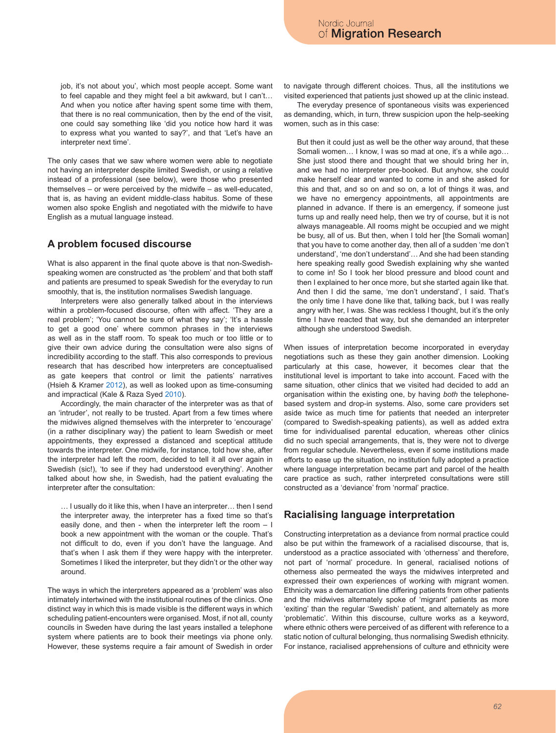job, it's not about you', which most people accept. Some want to feel capable and they might feel a bit awkward, but I can't… And when you notice after having spent some time with them, that there is no real communication, then by the end of the visit, one could say something like 'did you notice how hard it was to express what you wanted to say?', and that 'Let's have an interpreter next time'.

The only cases that we saw where women were able to negotiate not having an interpreter despite limited Swedish, or using a relative instead of a professional (see below), were those who presented themselves – or were perceived by the midwife – as well-educated, that is, as having an evident middle-class habitus. Some of these women also spoke English and negotiated with the midwife to have English as a mutual language instead.

## A problem focused discourse

What is also apparent in the final quote above is that non-Swedish-speaking women are constructed as 'the problem' and that both staff and patients are presumed to speak Swedish for the everyday to run smoothly, that is, the institution normalises Swedish language.

Interpreters were also generally talked about in the interviews within a problem-focused discourse, often with affect. 'They are a real problem'; 'You cannot be sure of what they say'; 'It's a hassle to get a good one' where common phrases in the interviews as well as in the staff room. To speak too much or too little or to give their own advice during the consultation were also signs of incredibility according to the staff. This also corresponds to previous research that has described how interpreters are conceptualised as gate keepers that control or limit the patients' narratives (Hsieh & Kramer 2012), as well as looked upon as time-consuming and impractical (Kale & Raza Syed 2010).

Accordingly, the main character of the interpreter was as that of an 'intruder', not really to be trusted. Apart from a few times where the midwives aligned themselves with the interpreter to 'encourage' (in a rather disciplinary way) the patient to learn Swedish or meet appointments, they expressed a distanced and sceptical attitude towards the interpreter. One midwife, for instance, told how she, after the interpreter had left the room, decided to tell it all over again in Swedish (sic!), 'to see if they had understood everything'. Another talked about how she, in Swedish, had the patient evaluating the interpreter after the consultation:

> … I usually do it like this, when I have an interpreter… then I send the interpreter away, the interpreter has a fixed time so that's easily done, and then - when the interpreter left the room – I book a new appointment with the woman or the couple. That's not difficult to do, even if you don't have the language. And that's when I ask them if they were happy with the interpreter. Sometimes I liked the interpreter, but they didn't or the other way around.

The ways in which the interpreters appeared as a 'problem' was also intimately intertwined with the institutional routines of the clinics. One distinct way in which this is made visible is the different ways in which scheduling patient-encounters were organised. Most, if not all, county councils in Sweden have during the last years installed a telephone system where patients are to book their meetings via phone only. However, these systems require a fair amount of Swedish in order to navigate through different choices. Thus, all the institutions we visited experienced that patients just showed up at the clinic instead.

The everyday presence of spontaneous visits was experienced as demanding, which, in turn, threw suspicion upon the help-seeking women, such as in this case:

> But then it could just as well be the other way around, that these Somali women… I know, I was so mad at one, it's a while ago… She just stood there and thought that we should bring her in, and we had no interpreter pre-booked. But anyhow, she could make herself clear and wanted to come in and she asked for this and that, and so on and so on, a lot of things it was, and we have no emergency appointments, all appointments are planned in advance. If there is an emergency, if someone just turns up and really need help, then we try of course, but it is not always manageable. All rooms might be occupied and we might be busy, all of us. But then, when I told her [the Somali woman] that you have to come another day, then all of a sudden 'me don't understand', 'me don't understand'… And she had been standing here speaking really good Swedish explaining why she wanted to come in! So I took her blood pressure and blood count and then I explained to her once more, but she started again like that. And then I did the same, 'me don't understand', I said. That's the only time I have done like that, talking back, but I was really angry with her, I was. She was reckless I thought, but it's the only time I have reacted that way, but she demanded an interpreter although she understood Swedish.

When issues of interpretation become incorporated in everyday negotiations such as these they gain another dimension. Looking particularly at this case, however, it becomes clear that the institutional level is important to take into account. Faced with the same situation, other clinics that we visited had decided to add an organisation within the existing one, by having *both* the telephone-based system and drop-in systems. Also, some care providers set aside twice as much time for patients that needed an interpreter (compared to Swedish-speaking patients), as well as added extra time for individualised parental education, whereas other clinics did no such special arrangements, that is, they were not to diverge from regular schedule. Nevertheless, even if some institutions made efforts to ease up the situation, no institution fully adopted a practice where language interpretation became part and parcel of the health care practice as such, rather interpreted consultations were still constructed as a 'deviance' from 'normal' practice.

## Racialising language interpretation

Constructing interpretation as a deviance from normal practice could also be put within the framework of a racialised discourse, that is, understood as a practice associated with 'otherness' and therefore, not part of 'normal' procedure. In general, racialised notions of otherness also permeated the ways the midwives interpreted and expressed their own experiences of working with migrant women. Ethnicity was a demarcation line differing patients from other patients and the midwives alternately spoke of 'migrant' patients as more 'exiting' than the regular 'Swedish' patient, and alternately as more 'problematic'. Within this discourse, culture works as a keyword, where ethnic others were perceived of as different with reference to a static notion of cultural belonging, thus normalising Swedish ethnicity. For instance, racialised apprehensions of culture and ethnicity were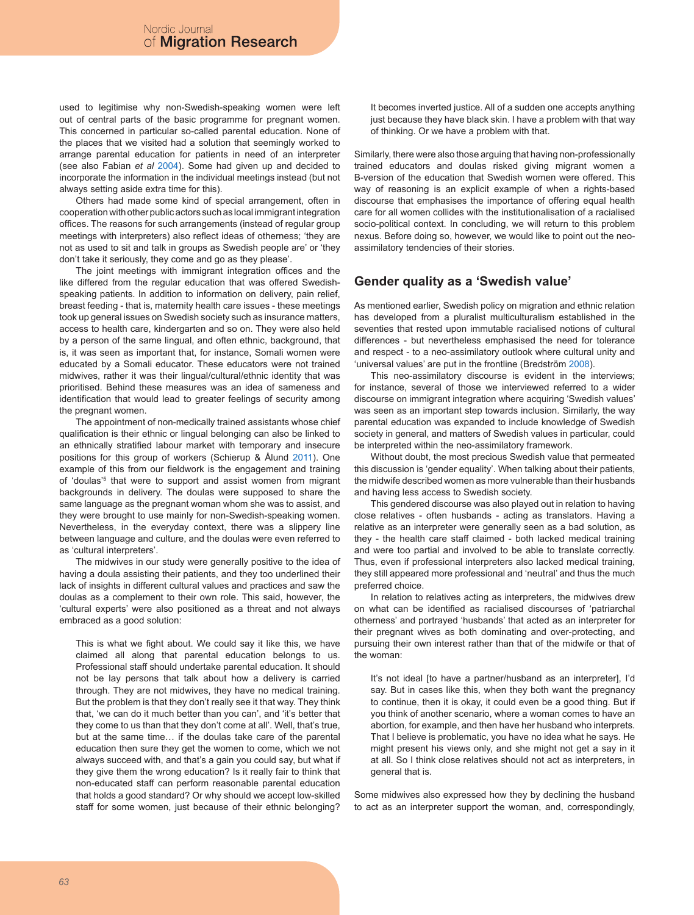used to legitimise why non-Swedish-speaking women were left out of central parts of the basic programme for pregnant women. This concerned in particular so-called parental education. None of the places that we visited had a solution that seemingly worked to arrange parental education for patients in need of an interpreter (see also Fabian *et al* 2004). Some had given up and decided to incorporate the information in the individual meetings instead (but not always setting aside extra time for this).

Others had made some kind of special arrangement, often in cooperation with other public actors such as local immigrant integration offices. The reasons for such arrangements (instead of regular group meetings with interpreters) also reflect ideas of otherness; 'they are not as used to sit and talk in groups as Swedish people are' or 'they don't take it seriously, they come and go as they please'.

The joint meetings with immigrant integration offices and the like differed from the regular education that was offered Swedish-speaking patients. In addition to information on delivery, pain relief, breast feeding - that is, maternity health care issues - these meetings took up general issues on Swedish society such as insurance matters, access to health care, kindergarten and so on. They were also held by a person of the same lingual, and often ethnic, background, that is, it was seen as important that, for instance, Somali women were educated by a Somali educator. These educators were not trained midwives, rather it was their lingual/cultural/ethnic identity that was prioritised. Behind these measures was an idea of sameness and identification that would lead to greater feelings of security among the pregnant women.

The appointment of non-medically trained assistants whose chief qualification is their ethnic or lingual belonging can also be linked to an ethnically stratified labour market with temporary and insecure positions for this group of workers (Schierup & Ålund 2011). One example of this from our fieldwork is the engagement and training of 'doulas'[5] that were to support and assist women from migrant backgrounds in delivery. The doulas were supposed to share the same language as the pregnant woman whom she was to assist, and they were brought to use mainly for non-Swedish-speaking women. Nevertheless, in the everyday context, there was a slippery line between language and culture, and the doulas were even referred to as 'cultural interpreters'.

The midwives in our study were generally positive to the idea of having a doula assisting their patients, and they too underlined their lack of insights in different cultural values and practices and saw the doulas as a complement to their own role. This said, however, the 'cultural experts' were also positioned as a threat and not always embraced as a good solution:

> This is what we fight about. We could say it like this, we have claimed all along that parental education belongs to us. Professional staff should undertake parental education. It should not be lay persons that talk about how a delivery is carried through. They are not midwives, they have no medical training. But the problem is that they don't really see it that way. They think that, 'we can do it much better than you can', and 'it's better that they come to us than that they don't come at all'. Well, that's true, but at the same time… if the doulas take care of the parental education then sure they get the women to come, which we not always succeed with, and that's a gain you could say, but what if they give them the wrong education? Is it really fair to think that non-educated staff can perform reasonable parental education that holds a good standard? Or why should we accept low-skilled staff for some women, just because of their ethnic belonging? It becomes inverted justice. All of a sudden one accepts anything just because they have black skin. I have a problem with that way of thinking. Or we have a problem with that.

Similarly, there were also those arguing that having non-professionally trained educators and doulas risked giving migrant women a B-version of the education that Swedish women were offered. This way of reasoning is an explicit example of when a rights-based discourse that emphasises the importance of offering equal health care for all women collides with the institutionalisation of a racialised socio-political context. In concluding, we will return to this problem nexus. Before doing so, however, we would like to point out the neo-assimilatory tendencies of their stories.

## Gender quality as a 'Swedish value'

As mentioned earlier, Swedish policy on migration and ethnic relation has developed from a pluralist multiculturalism established in the seventies that rested upon immutable racialised notions of cultural differences - but nevertheless emphasised the need for tolerance and respect - to a neo-assimilatory outlook where cultural unity and 'universal values' are put in the frontline (Bredström 2008).

This neo-assimilatory discourse is evident in the interviews; for instance, several of those we interviewed referred to a wider discourse on immigrant integration where acquiring 'Swedish values' was seen as an important step towards inclusion. Similarly, the way parental education was expanded to include knowledge of Swedish society in general, and matters of Swedish values in particular, could be interpreted within the neo-assimilatory framework.

Without doubt, the most precious Swedish value that permeated this discussion is 'gender equality'. When talking about their patients, the midwife described women as more vulnerable than their husbands and having less access to Swedish society.

This gendered discourse was also played out in relation to having close relatives - often husbands - acting as translators. Having a relative as an interpreter were generally seen as a bad solution, as they - the health care staff claimed - both lacked medical training and were too partial and involved to be able to translate correctly. Thus, even if professional interpreters also lacked medical training, they still appeared more professional and 'neutral' and thus the much preferred choice.

In relation to relatives acting as interpreters, the midwives drew on what can be identified as racialised discourses of 'patriarchal otherness' and portrayed 'husbands' that acted as an interpreter for their pregnant wives as both dominating and over-protecting, and pursuing their own interest rather than that of the midwife or that of the woman:

> It's not ideal [to have a partner/husband as an interpreter], I'd say. But in cases like this, when they both want the pregnancy to continue, then it is okay, it could even be a good thing. But if you think of another scenario, where a woman comes to have an abortion, for example, and then have her husband who interprets. That I believe is problematic, you have no idea what he says. He might present his views only, and she might not get a say in it at all. So I think close relatives should not act as interpreters, in general that is.

Some midwives also expressed how they by declining the husband to act as an interpreter support the woman, and, correspondingly,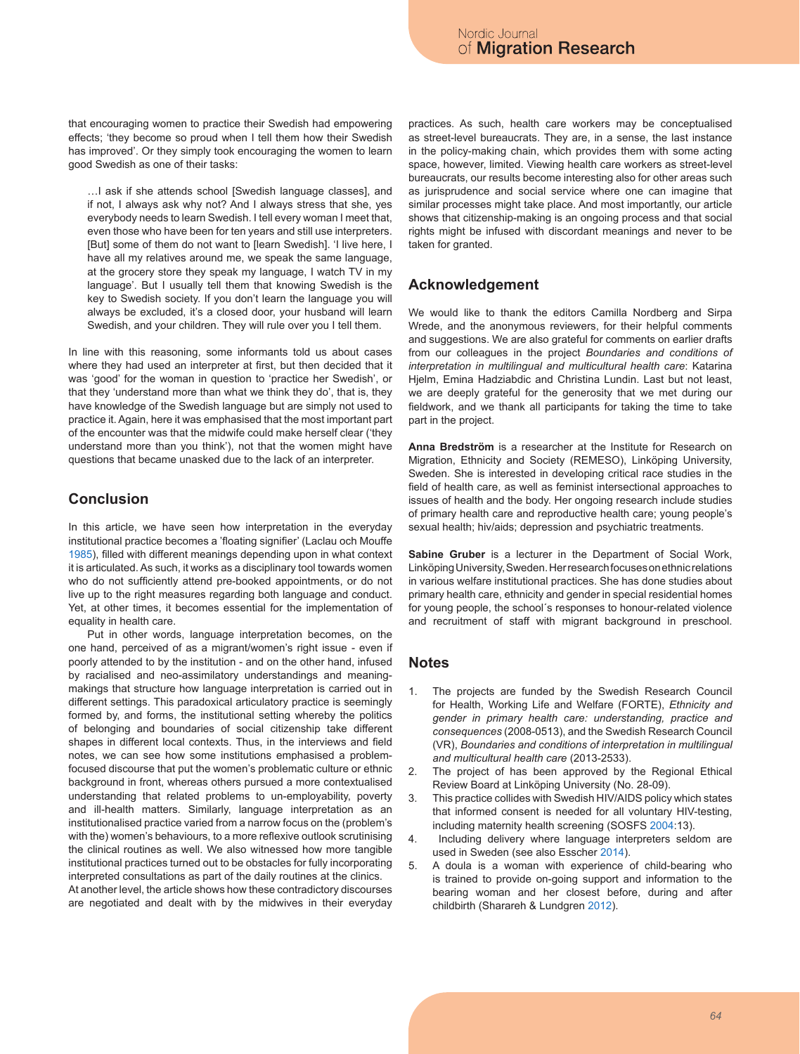that encouraging women to practice their Swedish had empowering effects; 'they become so proud when I tell them how their Swedish has improved'. Or they simply took encouraging the women to learn good Swedish as one of their tasks:

> …I ask if she attends school [Swedish language classes], and if not, I always ask why not? And I always stress that she, yes everybody needs to learn Swedish. I tell every woman I meet that, even those who have been for ten years and still use interpreters. [But] some of them do not want to [learn Swedish]. 'I live here, I have all my relatives around me, we speak the same language, at the grocery store they speak my language, I watch TV in my language'. But I usually tell them that knowing Swedish is the key to Swedish society. If you don't learn the language you will always be excluded, it's a closed door, your husband will learn Swedish, and your children. They will rule over you I tell them.

In line with this reasoning, some informants told us about cases where they had used an interpreter at first, but then decided that it was 'good' for the woman in question to 'practice her Swedish', or that they 'understand more than what we think they do', that is, they have knowledge of the Swedish language but are simply not used to practice it. Again, here it was emphasised that the most important part of the encounter was that the midwife could make herself clear ('they understand more than you think'), not that the women might have questions that became unasked due to the lack of an interpreter.

## Conclusion

In this article, we have seen how interpretation in the everyday institutional practice becomes a 'floating signifier' (Laclau och Mouffe 1985), filled with different meanings depending upon in what context it is articulated. As such, it works as a disciplinary tool towards women who do not sufficiently attend pre-booked appointments, or do not live up to the right measures regarding both language and conduct. Yet, at other times, it becomes essential for the implementation of equality in health care.

Put in other words, language interpretation becomes, on the one hand, perceived of as a migrant/women's right issue - even if poorly attended to by the institution - and on the other hand, infused by racialised and neo-assimilatory understandings and meaning-makings that structure how language interpretation is carried out in different settings. This paradoxical articulatory practice is seemingly formed by, and forms, the institutional setting whereby the politics of belonging and boundaries of social citizenship take different shapes in different local contexts. Thus, in the interviews and field notes, we can see how some institutions emphasised a problem-focused discourse that put the women's problematic culture or ethnic background in front, whereas others pursued a more contextualised understanding that related problems to un-employability, poverty and ill-health matters. Similarly, language interpretation as an institutionalised practice varied from a narrow focus on the (problem's with the) women's behaviours, to a more reflexive outlook scrutinising the clinical routines as well. We also witnessed how more tangible institutional practices turned out to be obstacles for fully incorporating interpreted consultations as part of the daily routines at the clinics.

At another level, the article shows how these contradictory discourses are negotiated and dealt with by the midwives in their everyday practices. As such, health care workers may be conceptualised as street-level bureaucrats. They are, in a sense, the last instance in the policy-making chain, which provides them with some acting space, however, limited. Viewing health care workers as street-level bureaucrats, our results become interesting also for other areas such as jurisprudence and social service where one can imagine that similar processes might take place. And most importantly, our article shows that citizenship-making is an ongoing process and that social rights might be infused with discordant meanings and never to be taken for granted.

## Acknowledgement

We would like to thank the editors Camilla Nordberg and Sirpa Wrede, and the anonymous reviewers, for their helpful comments and suggestions. We are also grateful for comments on earlier drafts from our colleagues in the project *Boundaries and conditions of interpretation in multilingual and multicultural health care*: Katarina Hjelm, Emina Hadziabdic and Christina Lundin. Last but not least, we are deeply grateful for the generosity that we met during our fieldwork, and we thank all participants for taking the time to take part in the project.

**Anna Bredström** is a researcher at the Institute for Research on Migration, Ethnicity and Society (REMESO), Linköping University, Sweden. She is interested in developing critical race studies in the field of health care, as well as feminist intersectional approaches to issues of health and the body. Her ongoing research include studies of primary health care and reproductive health care; young people's sexual health; hiv/aids; depression and psychiatric treatments.

**Sabine Gruber** is a lecturer in the Department of Social Work, Linköping University, Sweden. Her research focuses on ethnic relations in various welfare institutional practices. She has done studies about primary health care, ethnicity and gender in special residential homes for young people, the school´s responses to honour-related violence and recruitment of staff with migrant background in preschool.

## Notes

1. The projects are funded by the Swedish Research Council for Health, Working Life and Welfare (FORTE), *Ethnicity and gender in primary health care: understanding, practice and consequences* (2008-0513), and the Swedish Research Council (VR), *Boundaries and conditions of interpretation in multilingual and multicultural health care* (2013-2533).
2. The project of has been approved by the Regional Ethical Review Board at Linköping University (No. 28-09).
3. This practice collides with Swedish HIV/AIDS policy which states that informed consent is needed for all voluntary HIV-testing, including maternity health screening (SOSFS 2004:13).
4. Including delivery where language interpreters seldom are used in Sweden (see also Esscher 2014).
5. A doula is a woman with experience of child-bearing who is trained to provide on-going support and information to the bearing woman and her closest before, during and after childbirth (Sharareh & Lundgren 2012).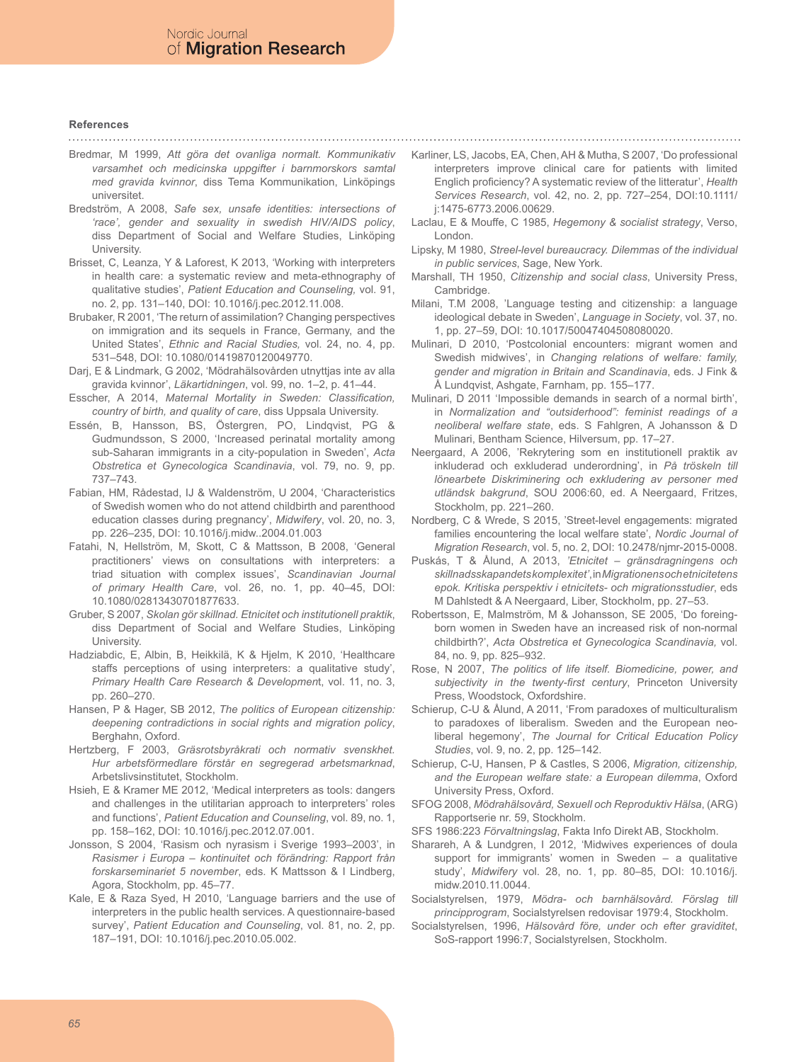### References

Bredmar, M 1999, *Att göra det ovanliga normalt. Kommunikativ varsamhet och medicinska uppgifter i barnmorskors samtal med gravida kvinnor*, diss Tema Kommunikation, Linköpings universitet.

Bredström, A 2008, *Safe sex, unsafe identities: intersections of 'race', gender and sexuality in swedish HIV/AIDS policy*, diss Department of Social and Welfare Studies, Linköping University.

Brisset, C, Leanza, Y & Laforest, K 2013, 'Working with interpreters in health care: a systematic review and meta-ethnography of qualitative studies', *Patient Education and Counseling,* vol. 91, no. 2, pp. 131–140, DOI: 10.1016/j.pec.2012.11.008.

Brubaker, R 2001, 'The return of assimilation? Changing perspectives on immigration and its sequels in France, Germany, and the United States', *Ethnic and Racial Studies,* vol. 24, no. 4, pp. 531–548, DOI: 10.1080/01419870120049770.

Darj, E & Lindmark, G 2002, 'Mödrahälsovården utnyttjas inte av alla gravida kvinnor', *Läkartidningen*, vol. 99, no. 1–2, p. 41–44.

Esscher, A 2014, *Maternal Mortality in Sweden: Classification, country of birth, and quality of care*, diss Uppsala University.

Essén, B, Hansson, BS, Östergren, PO, Lindqvist, PG & Gudmundsson, S 2000, 'Increased perinatal mortality among sub-Saharan immigrants in a city-population in Sweden', *Acta Obstretica et Gynecologica Scandinavia*, vol. 79, no. 9, pp. 737–743.

Fabian, HM, Rådestad, IJ & Waldenström, U 2004, 'Characteristics of Swedish women who do not attend childbirth and parenthood education classes during pregnancy', *Midwifery*, vol. 20, no. 3, pp. 226–235, DOI: 10.1016/j.midw..2004.01.003

Fatahi, N, Hellström, M, Skott, C & Mattsson, B 2008, 'General practitioners' views on consultations with interpreters: a triad situation with complex issues', *Scandinavian Journal of primary Health Care*, vol. 26, no. 1, pp. 40–45, DOI: 10.1080/02813430701877633.

Gruber, S 2007, *Skolan gör skillnad. Etnicitet och institutionell praktik*, diss Department of Social and Welfare Studies, Linköping University.

Hadziabdic, E, Albin, B, Heikkilä, K & Hjelm, K 2010, 'Healthcare staffs perceptions of using interpreters: a qualitative study', *Primary Health Care Research & Developmen*t, vol. 11, no. 3, pp. 260–270.

Hansen, P & Hager, SB 2012, *The politics of European citizenship: deepening contradictions in social rights and migration policy*, Berghahn, Oxford.

Hertzberg, F 2003, *Gräsrotsbyråkrati och normativ svenskhet. Hur arbetsförmedlare förstår en segregerad arbetsmarknad*, Arbetslivsinstitutet, Stockholm.

Hsieh, E & Kramer ME 2012, 'Medical interpreters as tools: dangers and challenges in the utilitarian approach to interpreters' roles and functions', *Patient Education and Counseling*, vol. 89, no. 1, pp. 158–162, DOI: 10.1016/j.pec.2012.07.001.

Jonsson, S 2004, 'Rasism och nyrasism i Sverige 1993–2003', in *Rasismer i Europa – kontinuitet och förändring: Rapport från forskarseminariet 5 november*, eds. K Mattsson & I Lindberg, Agora, Stockholm, pp. 45–77.

Kale, E & Raza Syed, H 2010, 'Language barriers and the use of interpreters in the public health services. A questionnaire-based survey', *Patient Education and Counseling*, vol. 81, no. 2, pp. 187–191, DOI: 10.1016/j.pec.2010.05.002.

Karliner, LS, Jacobs, EA, Chen, AH & Mutha, S 2007, 'Do professional interpreters improve clinical care for patients with limited Englich proficiency? A systematic review of the litteratur', *Health Services Research*, vol. 42, no. 2, pp. 727–254, DOI:10.1111/j:1475-6773.2006.00629.

Laclau, E & Mouffe, C 1985, *Hegemony & socialist strategy*, Verso, London.

Lipsky, M 1980, *Streel-level bureaucracy. Dilemmas of the individual in public services*, Sage, New York.

Marshall, TH 1950, *Citizenship and social class*, University Press, Cambridge.

Milani, T.M 2008, 'Language testing and citizenship: a language ideological debate in Sweden', *Language in Society*, vol. 37, no. 1, pp. 27–59, DOI: 10.1017/S0047404508080020.

Mulinari, D 2010, 'Postcolonial encounters: migrant women and Swedish midwives', in *Changing relations of welfare: family, gender and migration in Britain and Scandinavia*, eds. J Fink & Å Lundqvist, Ashgate, Farnham, pp. 155–177.

Mulinari, D 2011 'Impossible demands in search of a normal birth', in *Normalization and "outsiderhood": feminist readings of a neoliberal welfare state*, eds. S Fahlgren, A Johansson & D Mulinari, Bentham Science, Hilversum, pp. 17–27.

Neergaard, A 2006, 'Rekrytering som en institutionell praktik av inkluderad och exkluderad underordning', in *På tröskeln till lönearbete Diskriminering och exkludering av personer med utländsk bakgrund*, SOU 2006:60, ed. A Neergaard, Fritzes, Stockholm, pp. 221–260.

Nordberg, C & Wrede, S 2015, 'Street-level engagements: migrated families encountering the local welfare state', *Nordic Journal of Migration Research*, vol. 5, no. 2, DOI: 10.2478/njmr-2015-0008.

Puskás, T & Ålund, A 2013, *'Etnicitet – gränsdragningens och skillnadsskapandets komplexitet'*, in *Migrationens och etnicitetens epok. Kritiska perspektiv i etnicitets- och migrationsstudier*, eds M Dahlstedt & A Neergaard, Liber, Stockholm, pp. 27–53.

Robertsson, E, Malmström, M & Johansson, SE 2005, 'Do foreing-born women in Sweden have an increased risk of non-normal childbirth?', *Acta Obstretica et Gynecologica Scandinavia,* vol. 84, no. 9, pp. 825–932.

Rose, N 2007, *The politics of life itself. Biomedicine, power, and subjectivity in the twenty-first century*, Princeton University Press, Woodstock, Oxfordshire.

Schierup, C-U & Ålund, A 2011, 'From paradoxes of multiculturalism to paradoxes of liberalism. Sweden and the European neo-liberal hegemony', *The Journal for Critical Education Policy Studies*, vol. 9, no. 2, pp. 125–142.

Schierup, C-U, Hansen, P & Castles, S 2006, *Migration, citizenship, and the European welfare state: a European dilemma*, Oxford University Press, Oxford.

SFOG 2008, *Mödrahälsovård, Sexuell och Reproduktiv Hälsa*, (ARG) Rapportserie nr. 59, Stockholm.

SFS 1986:223 *Förvaltningslag*, Fakta Info Direkt AB, Stockholm.

Sharareh, A & Lundgren, I 2012, 'Midwives experiences of doula support for immigrants' women in Sweden – a qualitative study', *Midwifery* vol. 28, no. 1, pp. 80–85, DOI: 10.1016/j.midw.2010.11.0044.

Socialstyrelsen, 1979, *Mödra- och barnhälsovård. Förslag till principprogram*, Socialstyrelsen redovisar 1979:4, Stockholm.

Socialstyrelsen, 1996, *Hälsovård före, under och efter graviditet*, SoS-rapport 1996:7, Socialstyrelsen, Stockholm.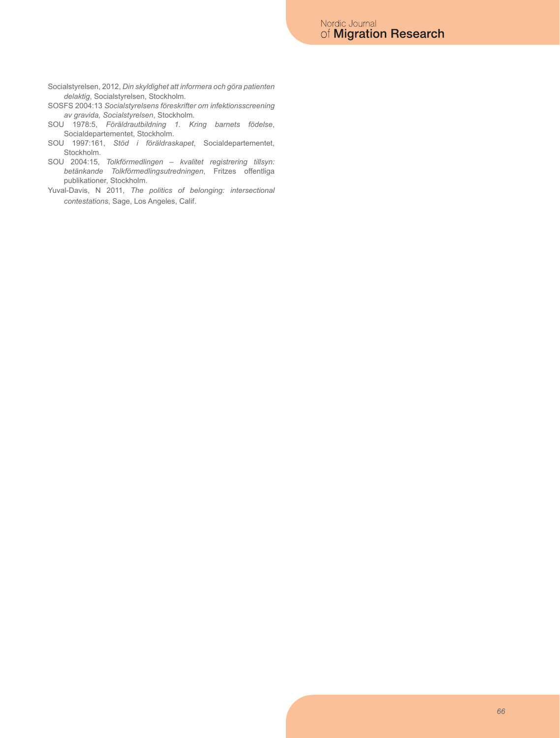Socialstyrelsen, 2012, *Din skyldighet att informera och göra patienten delaktig*, Socialstyrelsen, Stockholm.

SOSFS 2004:13 *Socialstyrelsens föreskrifter om infektionsscreening av gravida, Socialstyrelsen*, Stockholm.

SOU 1978:5, *Föräldrautbildning 1. Kring barnets födelse*, Socialdepartementet, Stockholm.

SOU 1997:161, *Stöd i föräldraskapet*, Socialdepartementet, Stockholm.

SOU 2004:15, *Tolkförmedlingen – kvalitet registrering tillsyn: betänkande Tolkförmedlingsutredningen*, Fritzes offentliga publikationer, Stockholm.

Yuval-Davis, N 2011, *The politics of belonging: intersectional contestations*, Sage, Los Angeles, Calif.